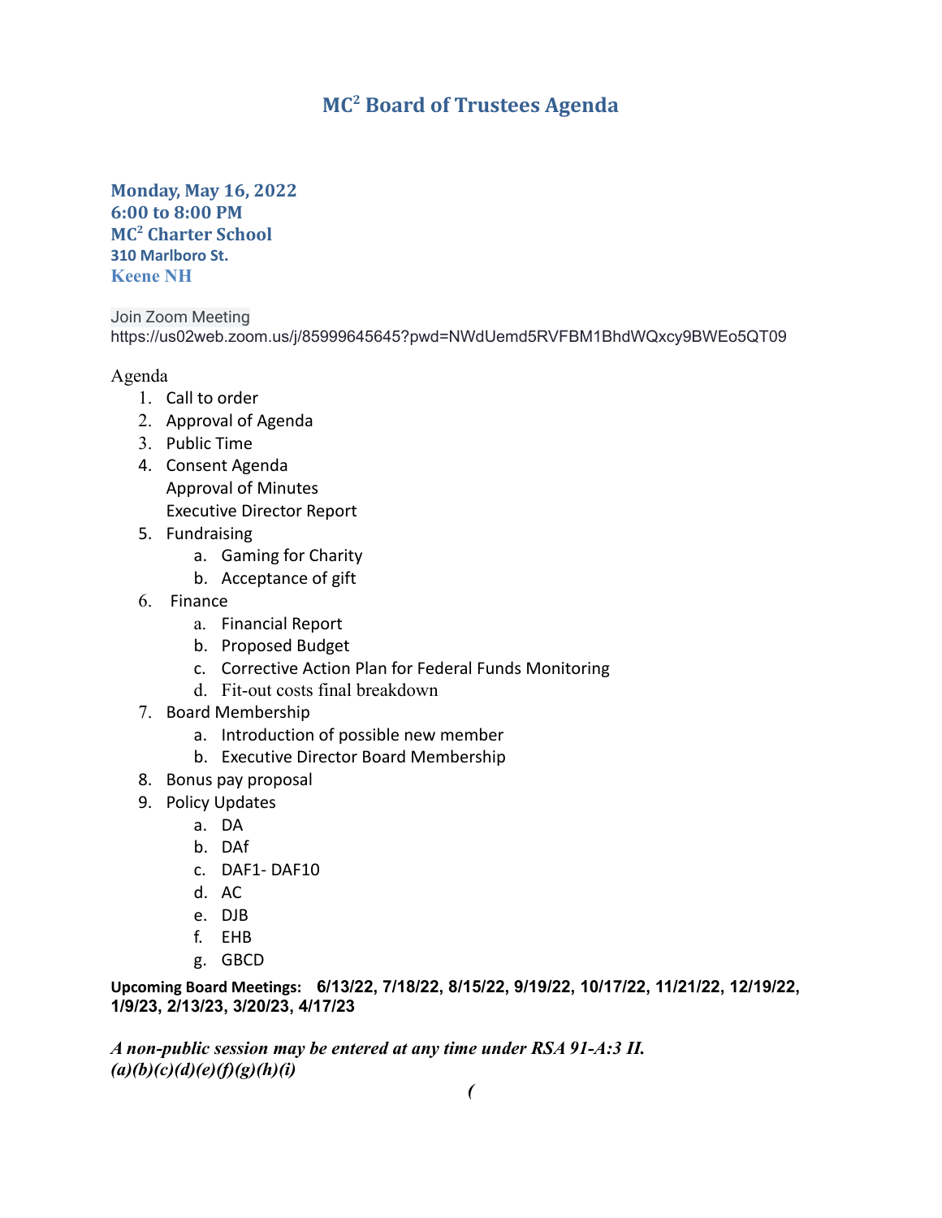# MC² Board of Trustees Agenda

**Monday, May 16, 2022**
**6:00 to 8:00 PM**
**MC² Charter School**
**310 Marlboro St.**
**Keene NH**

Join Zoom Meeting
https://us02web.zoom.us/j/85999645645?pwd=NWdUemd5RVFBM1BhdWQxcy9BWEo5QT09

Agenda

1. Call to order
2. Approval of Agenda
3. Public Time
4. Consent Agenda
   Approval of Minutes
   Executive Director Report
5. Fundraising
   a. Gaming for Charity
   b. Acceptance of gift
6. Finance
   a. Financial Report
   b. Proposed Budget
   c. Corrective Action Plan for Federal Funds Monitoring
   d. Fit-out costs final breakdown
7. Board Membership
   a. Introduction of possible new member
   b. Executive Director Board Membership
8. Bonus pay proposal
9. Policy Updates
   a. DA
   b. DAf
   c. DAF1- DAF10
   d. AC
   e. DJB
   f. EHB
   g. GBCD

**Upcoming Board Meetings: 6/13/22, 7/18/22, 8/15/22, 9/19/22, 10/17/22, 11/21/22, 12/19/22, 1/9/23, 2/13/23, 3/20/23, 4/17/23**

***A non-public session may be entered at any time under RSA 91-A:3 II. (a)(b)(c)(d)(e)(f)(g)(h)(i)***

*(*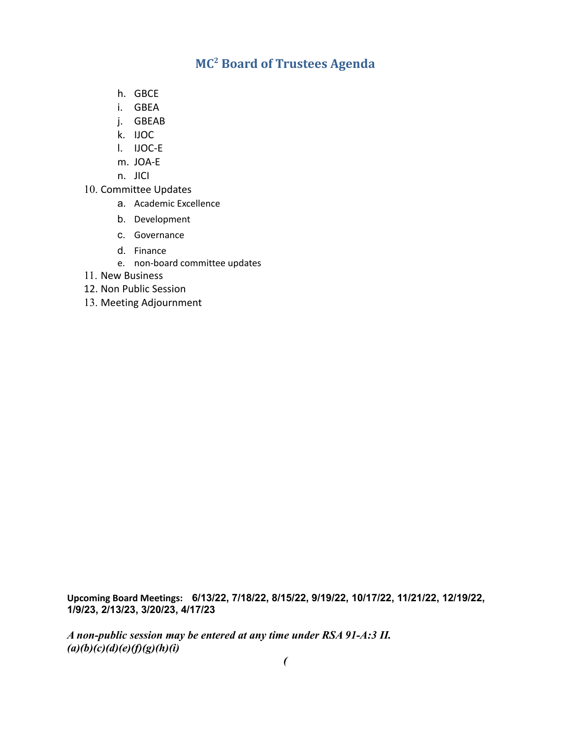## MC² Board of Trustees Agenda

   h. GBCE
   i. GBEA
   j. GBEAB
   k. IJOC
   l. IJOC-E
   m. JOA-E
   n. JICI

10. Committee Updates
    a. Academic Excellence
    b. Development
    c. Governance
    d. Finance
    e. non-board committee updates
11. New Business
12. Non Public Session
13. Meeting Adjournment

**Upcoming Board Meetings: 6/13/22, 7/18/22, 8/15/22, 9/19/22, 10/17/22, 11/21/22, 12/19/22, 1/9/23, 2/13/23, 3/20/23, 4/17/23**

***A non-public session may be entered at any time under RSA 91-A:3 II. (a)(b)(c)(d)(e)(f)(g)(h)(i)***

***(***